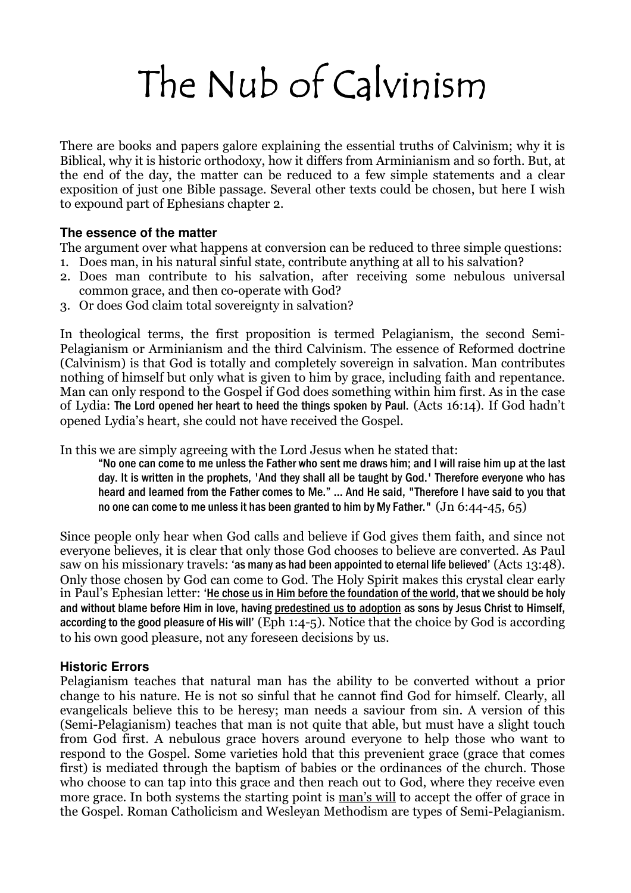# The Nub of Calvinism

There are books and papers galore explaining the essential truths of Calvinism; why it is Biblical, why it is historic orthodoxy, how it differs from Arminianism and so forth. But, at the end of the day, the matter can be reduced to a few simple statements and a clear exposition of just one Bible passage. Several other texts could be chosen, but here I wish to expound part of Ephesians chapter 2.

### The essence of the matter

The argument over what happens at conversion can be reduced to three simple questions:

1. Does man, in his natural sinful state, contribute anything at all to his salvation?
2. Does man contribute to his salvation, after receiving some nebulous universal common grace, and then co-operate with God?
3. Or does God claim total sovereignty in salvation?

In theological terms, the first proposition is termed Pelagianism, the second Semi-Pelagianism or Arminianism and the third Calvinism. The essence of Reformed doctrine (Calvinism) is that God is totally and completely sovereign in salvation. Man contributes nothing of himself but only what is given to him by grace, including faith and repentance. Man can only respond to the Gospel if God does something within him first. As in the case of Lydia: The Lord opened her heart to heed the things spoken by Paul. (Acts 16:14). If God hadn't opened Lydia's heart, she could not have received the Gospel.

In this we are simply agreeing with the Lord Jesus when he stated that:

> "No one can come to me unless the Father who sent me draws him; and I will raise him up at the last day. It is written in the prophets, 'And they shall all be taught by God.' Therefore everyone who has heard and learned from the Father comes to Me." ... And He said, "Therefore I have said to you that no one can come to me unless it has been granted to him by My Father." (Jn 6:44-45, 65)

Since people only hear when God calls and believe if God gives them faith, and since not everyone believes, it is clear that only those God chooses to believe are converted. As Paul saw on his missionary travels: 'as many as had been appointed to eternal life believed' (Acts 13:48). Only those chosen by God can come to God. The Holy Spirit makes this crystal clear early in Paul's Ephesian letter: '<u>He chose us in Him before the foundation of the world</u>, that we should be holy and without blame before Him in love, having <u>predestined us to adoption</u> as sons by Jesus Christ to Himself, according to the good pleasure of His will' (Eph 1:4-5). Notice that the choice by God is according to his own good pleasure, not any foreseen decisions by us.

### Historic Errors

Pelagianism teaches that natural man has the ability to be converted without a prior change to his nature. He is not so sinful that he cannot find God for himself. Clearly, all evangelicals believe this to be heresy; man needs a saviour from sin. A version of this (Semi-Pelagianism) teaches that man is not quite that able, but must have a slight touch from God first. A nebulous grace hovers around everyone to help those who want to respond to the Gospel. Some varieties hold that this prevenient grace (grace that comes first) is mediated through the baptism of babies or the ordinances of the church. Those who choose to can tap into this grace and then reach out to God, where they receive even more grace. In both systems the starting point is <u>man's will</u> to accept the offer of grace in the Gospel. Roman Catholicism and Wesleyan Methodism are types of Semi-Pelagianism.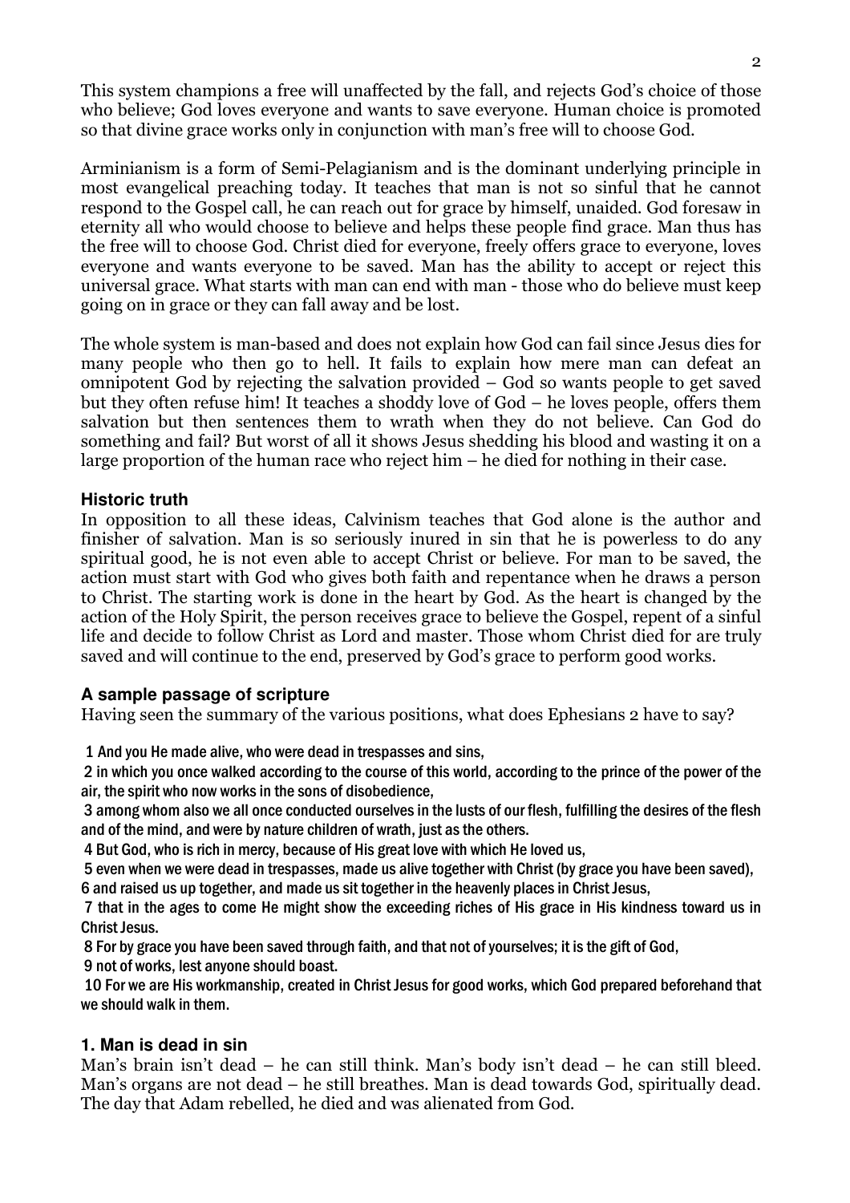This system champions a free will unaffected by the fall, and rejects God's choice of those who believe; God loves everyone and wants to save everyone. Human choice is promoted so that divine grace works only in conjunction with man's free will to choose God.

Arminianism is a form of Semi-Pelagianism and is the dominant underlying principle in most evangelical preaching today. It teaches that man is not so sinful that he cannot respond to the Gospel call, he can reach out for grace by himself, unaided. God foresaw in eternity all who would choose to believe and helps these people find grace. Man thus has the free will to choose God. Christ died for everyone, freely offers grace to everyone, loves everyone and wants everyone to be saved. Man has the ability to accept or reject this universal grace. What starts with man can end with man - those who do believe must keep going on in grace or they can fall away and be lost.

The whole system is man-based and does not explain how God can fail since Jesus dies for many people who then go to hell. It fails to explain how mere man can defeat an omnipotent God by rejecting the salvation provided – God so wants people to get saved but they often refuse him! It teaches a shoddy love of God – he loves people, offers them salvation but then sentences them to wrath when they do not believe. Can God do something and fail? But worst of all it shows Jesus shedding his blood and wasting it on a large proportion of the human race who reject him – he died for nothing in their case.

### Historic truth

In opposition to all these ideas, Calvinism teaches that God alone is the author and finisher of salvation. Man is so seriously inured in sin that he is powerless to do any spiritual good, he is not even able to accept Christ or believe. For man to be saved, the action must start with God who gives both faith and repentance when he draws a person to Christ. The starting work is done in the heart by God. As the heart is changed by the action of the Holy Spirit, the person receives grace to believe the Gospel, repent of a sinful life and decide to follow Christ as Lord and master. Those whom Christ died for are truly saved and will continue to the end, preserved by God's grace to perform good works.

### A sample passage of scripture

Having seen the summary of the various positions, what does Ephesians 2 have to say?

1 And you He made alive, who were dead in trespasses and sins,
2 in which you once walked according to the course of this world, according to the prince of the power of the air, the spirit who now works in the sons of disobedience,
3 among whom also we all once conducted ourselves in the lusts of our flesh, fulfilling the desires of the flesh and of the mind, and were by nature children of wrath, just as the others.
4 But God, who is rich in mercy, because of His great love with which He loved us,
5 even when we were dead in trespasses, made us alive together with Christ (by grace you have been saved),
6 and raised us up together, and made us sit together in the heavenly places in Christ Jesus,
7 that in the ages to come He might show the exceeding riches of His grace in His kindness toward us in Christ Jesus.
8 For by grace you have been saved through faith, and that not of yourselves; it is the gift of God,
9 not of works, lest anyone should boast.
10 For we are His workmanship, created in Christ Jesus for good works, which God prepared beforehand that we should walk in them.

### 1. Man is dead in sin

Man's brain isn't dead – he can still think. Man's body isn't dead – he can still bleed. Man's organs are not dead – he still breathes. Man is dead towards God, spiritually dead. The day that Adam rebelled, he died and was alienated from God.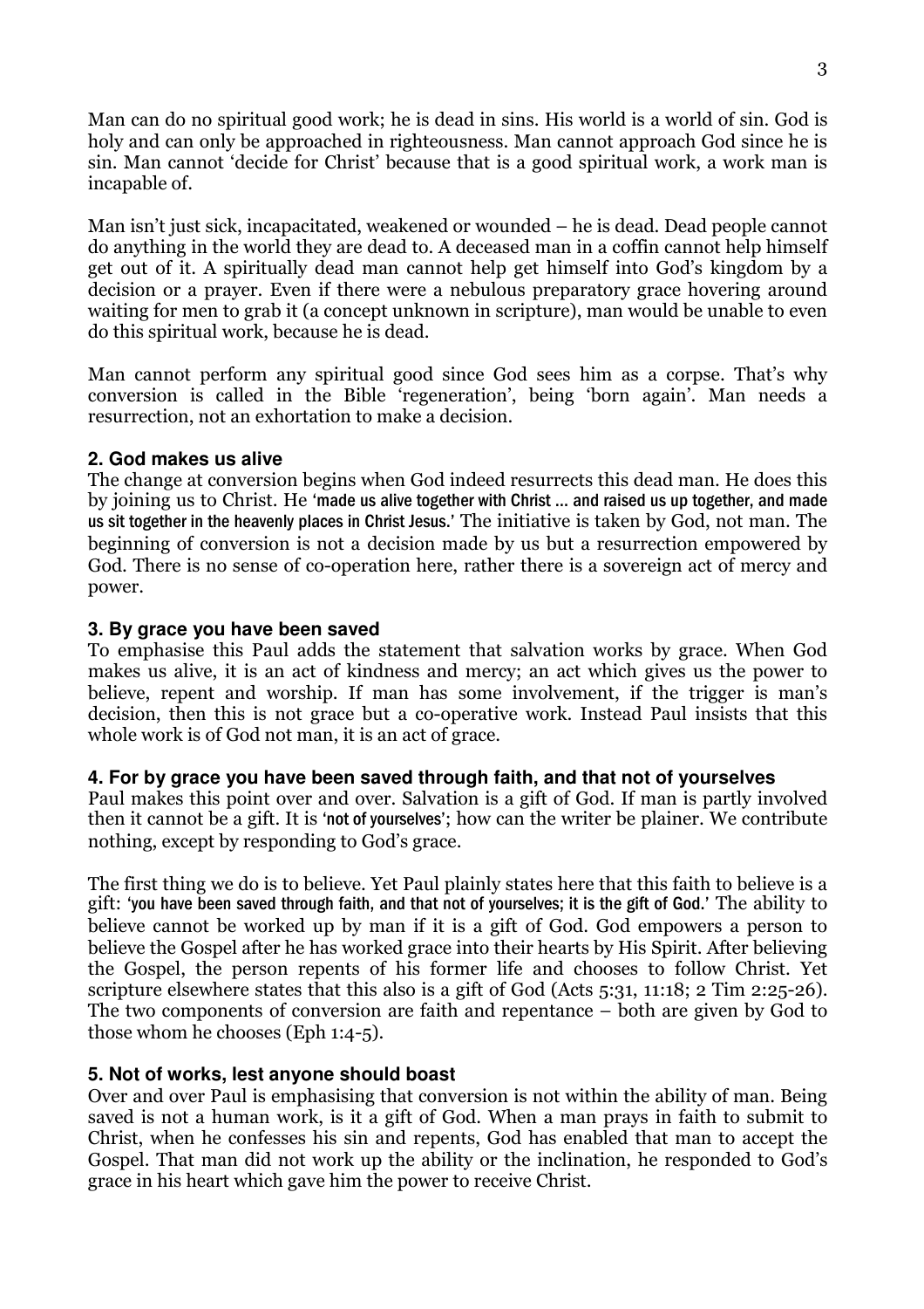Man can do no spiritual good work; he is dead in sins. His world is a world of sin. God is holy and can only be approached in righteousness. Man cannot approach God since he is sin. Man cannot 'decide for Christ' because that is a good spiritual work, a work man is incapable of.

Man isn't just sick, incapacitated, weakened or wounded – he is dead. Dead people cannot do anything in the world they are dead to. A deceased man in a coffin cannot help himself get out of it. A spiritually dead man cannot help get himself into God's kingdom by a decision or a prayer. Even if there were a nebulous preparatory grace hovering around waiting for men to grab it (a concept unknown in scripture), man would be unable to even do this spiritual work, because he is dead.

Man cannot perform any spiritual good since God sees him as a corpse. That's why conversion is called in the Bible 'regeneration', being 'born again'. Man needs a resurrection, not an exhortation to make a decision.

### 2. God makes us alive

The change at conversion begins when God indeed resurrects this dead man. He does this by joining us to Christ. He 'made us alive together with Christ ... and raised us up together, and made us sit together in the heavenly places in Christ Jesus.' The initiative is taken by God, not man. The beginning of conversion is not a decision made by us but a resurrection empowered by God. There is no sense of co-operation here, rather there is a sovereign act of mercy and power.

### 3. By grace you have been saved

To emphasise this Paul adds the statement that salvation works by grace. When God makes us alive, it is an act of kindness and mercy; an act which gives us the power to believe, repent and worship. If man has some involvement, if the trigger is man's decision, then this is not grace but a co-operative work. Instead Paul insists that this whole work is of God not man, it is an act of grace.

### 4. For by grace you have been saved through faith, and that not of yourselves

Paul makes this point over and over. Salvation is a gift of God. If man is partly involved then it cannot be a gift. It is 'not of yourselves'; how can the writer be plainer. We contribute nothing, except by responding to God's grace.

The first thing we do is to believe. Yet Paul plainly states here that this faith to believe is a gift: 'you have been saved through faith, and that not of yourselves; it is the gift of God.' The ability to believe cannot be worked up by man if it is a gift of God. God empowers a person to believe the Gospel after he has worked grace into their hearts by His Spirit. After believing the Gospel, the person repents of his former life and chooses to follow Christ. Yet scripture elsewhere states that this also is a gift of God (Acts 5:31, 11:18; 2 Tim 2:25-26). The two components of conversion are faith and repentance – both are given by God to those whom he chooses (Eph 1:4-5).

### 5. Not of works, lest anyone should boast

Over and over Paul is emphasising that conversion is not within the ability of man. Being saved is not a human work, is it a gift of God. When a man prays in faith to submit to Christ, when he confesses his sin and repents, God has enabled that man to accept the Gospel. That man did not work up the ability or the inclination, he responded to God's grace in his heart which gave him the power to receive Christ.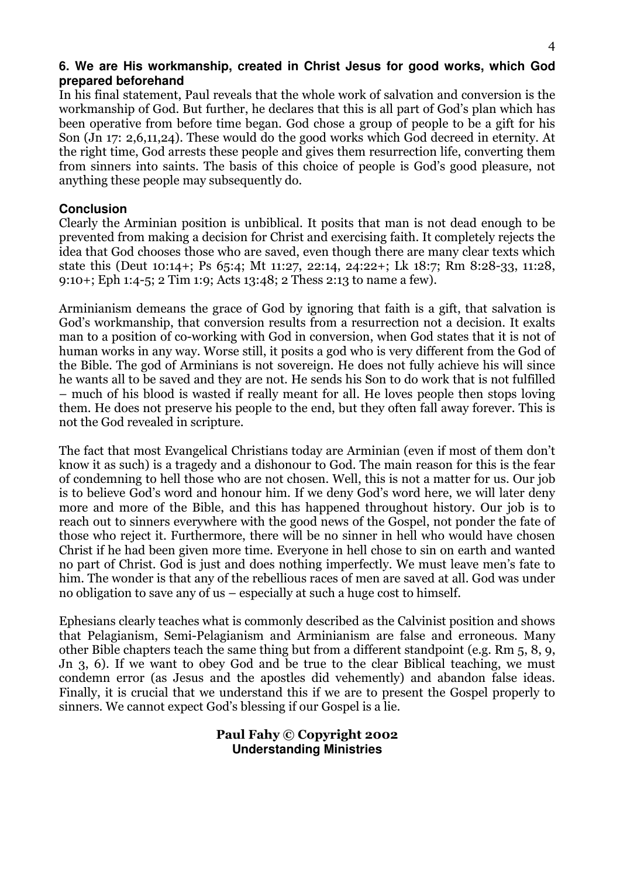### 6. We are His workmanship, created in Christ Jesus for good works, which God prepared beforehand

In his final statement, Paul reveals that the whole work of salvation and conversion is the workmanship of God. But further, he declares that this is all part of God's plan which has been operative from before time began. God chose a group of people to be a gift for his Son (Jn 17: 2,6,11,24). These would do the good works which God decreed in eternity. At the right time, God arrests these people and gives them resurrection life, converting them from sinners into saints. The basis of this choice of people is God's good pleasure, not anything these people may subsequently do.

### Conclusion

Clearly the Arminian position is unbiblical. It posits that man is not dead enough to be prevented from making a decision for Christ and exercising faith. It completely rejects the idea that God chooses those who are saved, even though there are many clear texts which state this (Deut 10:14+; Ps 65:4; Mt 11:27, 22:14, 24:22+; Lk 18:7; Rm 8:28-33, 11:28, 9:10+; Eph 1:4-5; 2 Tim 1:9; Acts 13:48; 2 Thess 2:13 to name a few).

Arminianism demeans the grace of God by ignoring that faith is a gift, that salvation is God's workmanship, that conversion results from a resurrection not a decision. It exalts man to a position of co-working with God in conversion, when God states that it is not of human works in any way. Worse still, it posits a god who is very different from the God of the Bible. The god of Arminians is not sovereign. He does not fully achieve his will since he wants all to be saved and they are not. He sends his Son to do work that is not fulfilled – much of his blood is wasted if really meant for all. He loves people then stops loving them. He does not preserve his people to the end, but they often fall away forever. This is not the God revealed in scripture.

The fact that most Evangelical Christians today are Arminian (even if most of them don't know it as such) is a tragedy and a dishonour to God. The main reason for this is the fear of condemning to hell those who are not chosen. Well, this is not a matter for us. Our job is to believe God's word and honour him. If we deny God's word here, we will later deny more and more of the Bible, and this has happened throughout history. Our job is to reach out to sinners everywhere with the good news of the Gospel, not ponder the fate of those who reject it. Furthermore, there will be no sinner in hell who would have chosen Christ if he had been given more time. Everyone in hell chose to sin on earth and wanted no part of Christ. God is just and does nothing imperfectly. We must leave men's fate to him. The wonder is that any of the rebellious races of men are saved at all. God was under no obligation to save any of us – especially at such a huge cost to himself.

Ephesians clearly teaches what is commonly described as the Calvinist position and shows that Pelagianism, Semi-Pelagianism and Arminianism are false and erroneous. Many other Bible chapters teach the same thing but from a different standpoint (e.g. Rm 5, 8, 9, Jn 3, 6). If we want to obey God and be true to the clear Biblical teaching, we must condemn error (as Jesus and the apostles did vehemently) and abandon false ideas. Finally, it is crucial that we understand this if we are to present the Gospel properly to sinners. We cannot expect God's blessing if our Gospel is a lie.

**Paul Fahy © Copyright 2002**
**Understanding Ministries**